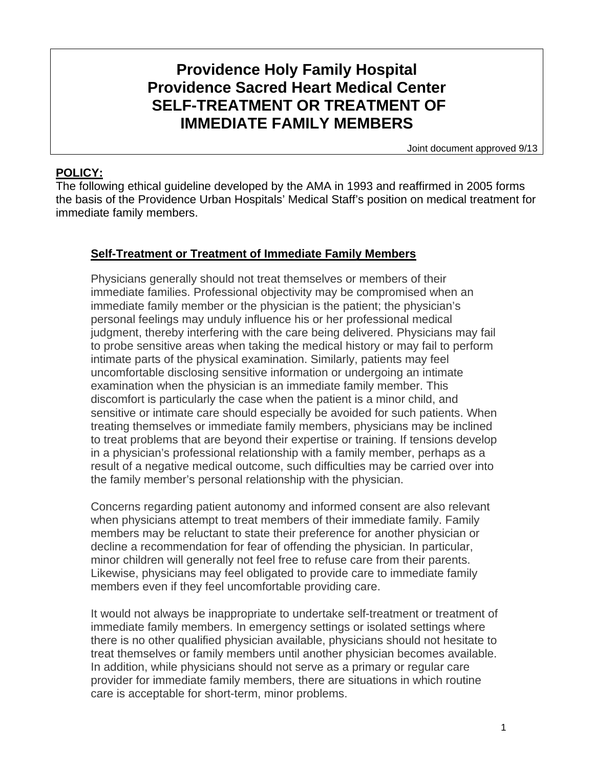# Providence Holy Family Hospital
# Providence Sacred Heart Medical Center
# SELF-TREATMENT OR TREATMENT OF IMMEDIATE FAMILY MEMBERS

Joint document approved 9/13

**POLICY:**

The following ethical guideline developed by the AMA in 1993 and reaffirmed in 2005 forms the basis of the Providence Urban Hospitals' Medical Staff's position on medical treatment for immediate family members.

## Self-Treatment or Treatment of Immediate Family Members

Physicians generally should not treat themselves or members of their immediate families. Professional objectivity may be compromised when an immediate family member or the physician is the patient; the physician's personal feelings may unduly influence his or her professional medical judgment, thereby interfering with the care being delivered. Physicians may fail to probe sensitive areas when taking the medical history or may fail to perform intimate parts of the physical examination. Similarly, patients may feel uncomfortable disclosing sensitive information or undergoing an intimate examination when the physician is an immediate family member. This discomfort is particularly the case when the patient is a minor child, and sensitive or intimate care should especially be avoided for such patients. When treating themselves or immediate family members, physicians may be inclined to treat problems that are beyond their expertise or training. If tensions develop in a physician's professional relationship with a family member, perhaps as a result of a negative medical outcome, such difficulties may be carried over into the family member's personal relationship with the physician.

Concerns regarding patient autonomy and informed consent are also relevant when physicians attempt to treat members of their immediate family. Family members may be reluctant to state their preference for another physician or decline a recommendation for fear of offending the physician. In particular, minor children will generally not feel free to refuse care from their parents. Likewise, physicians may feel obligated to provide care to immediate family members even if they feel uncomfortable providing care.

It would not always be inappropriate to undertake self-treatment or treatment of immediate family members. In emergency settings or isolated settings where there is no other qualified physician available, physicians should not hesitate to treat themselves or family members until another physician becomes available. In addition, while physicians should not serve as a primary or regular care provider for immediate family members, there are situations in which routine care is acceptable for short-term, minor problems.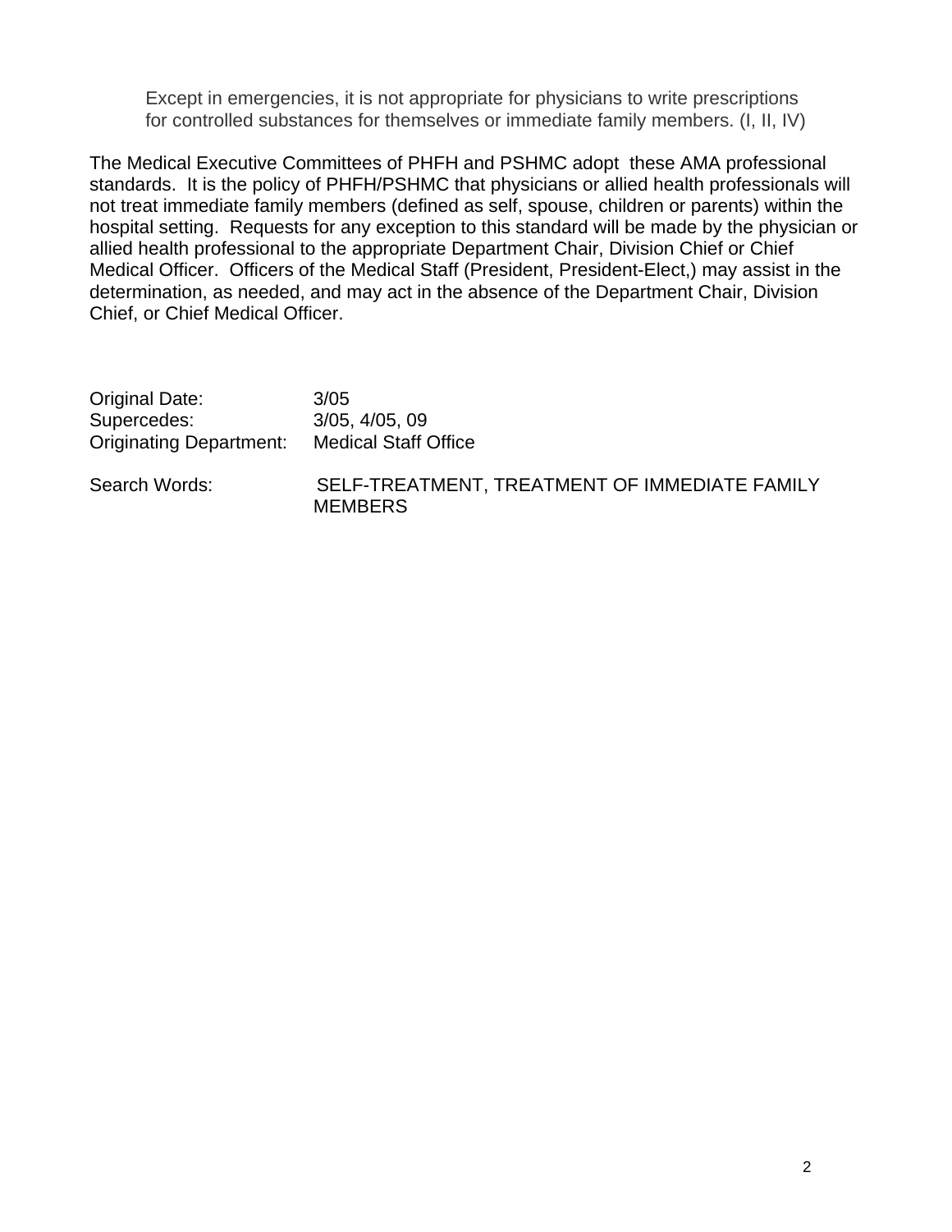> Except in emergencies, it is not appropriate for physicians to write prescriptions for controlled substances for themselves or immediate family members. (I, II, IV)

The Medical Executive Committees of PHFH and PSHMC adopt these AMA professional standards. It is the policy of PHFH/PSHMC that physicians or allied health professionals will not treat immediate family members (defined as self, spouse, children or parents) within the hospital setting. Requests for any exception to this standard will be made by the physician or allied health professional to the appropriate Department Chair, Division Chief or Chief Medical Officer. Officers of the Medical Staff (President, President-Elect,) may assist in the determination, as needed, and may act in the absence of the Department Chair, Division Chief, or Chief Medical Officer.

| | |
|---|---|
| Original Date: | 3/05 |
| Supercedes: | 3/05, 4/05, 09 |
| Originating Department: | Medical Staff Office |
| Search Words: | SELF-TREATMENT, TREATMENT OF IMMEDIATE FAMILY MEMBERS |